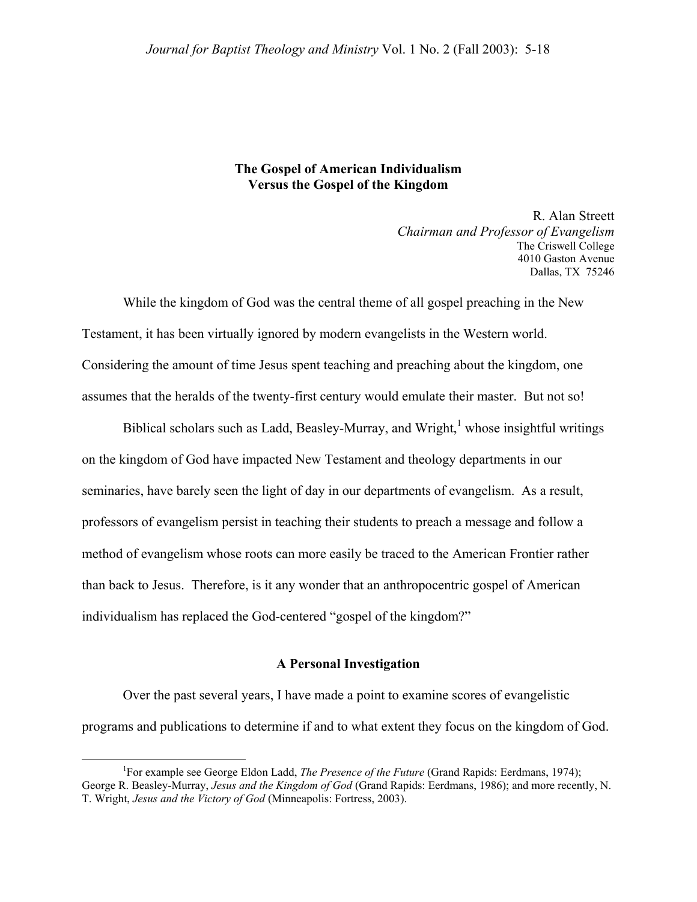# The Gospel of American Individualism Versus the Gospel of the Kingdom

R. Alan Streett
*Chairman and Professor of Evangelism*
The Criswell College
4010 Gaston Avenue
Dallas, TX 75246

While the kingdom of God was the central theme of all gospel preaching in the New Testament, it has been virtually ignored by modern evangelists in the Western world. Considering the amount of time Jesus spent teaching and preaching about the kingdom, one assumes that the heralds of the twenty-first century would emulate their master. But not so!

Biblical scholars such as Ladd, Beasley-Murray, and Wright,[1] whose insightful writings on the kingdom of God have impacted New Testament and theology departments in our seminaries, have barely seen the light of day in our departments of evangelism. As a result, professors of evangelism persist in teaching their students to preach a message and follow a method of evangelism whose roots can more easily be traced to the American Frontier rather than back to Jesus. Therefore, is it any wonder that an anthropocentric gospel of American individualism has replaced the God-centered "gospel of the kingdom?"

## A Personal Investigation

Over the past several years, I have made a point to examine scores of evangelistic programs and publications to determine if and to what extent they focus on the kingdom of God.

---

[1]For example see George Eldon Ladd, *The Presence of the Future* (Grand Rapids: Eerdmans, 1974); George R. Beasley-Murray, *Jesus and the Kingdom of God* (Grand Rapids: Eerdmans, 1986); and more recently, N. T. Wright, *Jesus and the Victory of God* (Minneapolis: Fortress, 2003).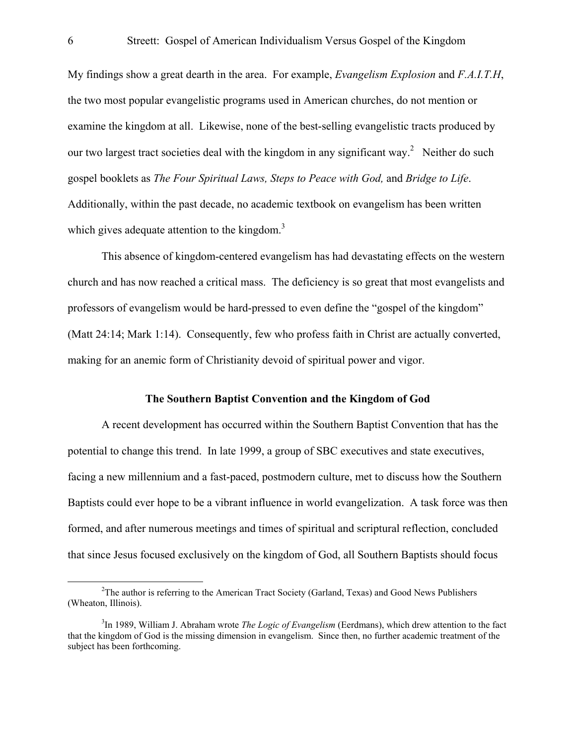My findings show a great dearth in the area. For example, *Evangelism Explosion* and *F.A.I.T.H*, the two most popular evangelistic programs used in American churches, do not mention or examine the kingdom at all. Likewise, none of the best-selling evangelistic tracts produced by our two largest tract societies deal with the kingdom in any significant way.[2] Neither do such gospel booklets as *The Four Spiritual Laws, Steps to Peace with God,* and *Bridge to Life*. Additionally, within the past decade, no academic textbook on evangelism has been written which gives adequate attention to the kingdom.[3]

This absence of kingdom-centered evangelism has had devastating effects on the western church and has now reached a critical mass. The deficiency is so great that most evangelists and professors of evangelism would be hard-pressed to even define the "gospel of the kingdom" (Matt 24:14; Mark 1:14). Consequently, few who profess faith in Christ are actually converted, making for an anemic form of Christianity devoid of spiritual power and vigor.

### The Southern Baptist Convention and the Kingdom of God

A recent development has occurred within the Southern Baptist Convention that has the potential to change this trend. In late 1999, a group of SBC executives and state executives, facing a new millennium and a fast-paced, postmodern culture, met to discuss how the Southern Baptists could ever hope to be a vibrant influence in world evangelization. A task force was then formed, and after numerous meetings and times of spiritual and scriptural reflection, concluded that since Jesus focused exclusively on the kingdom of God, all Southern Baptists should focus

---

[2] The author is referring to the American Tract Society (Garland, Texas) and Good News Publishers (Wheaton, Illinois).

[3] In 1989, William J. Abraham wrote *The Logic of Evangelism* (Eerdmans), which drew attention to the fact that the kingdom of God is the missing dimension in evangelism. Since then, no further academic treatment of the subject has been forthcoming.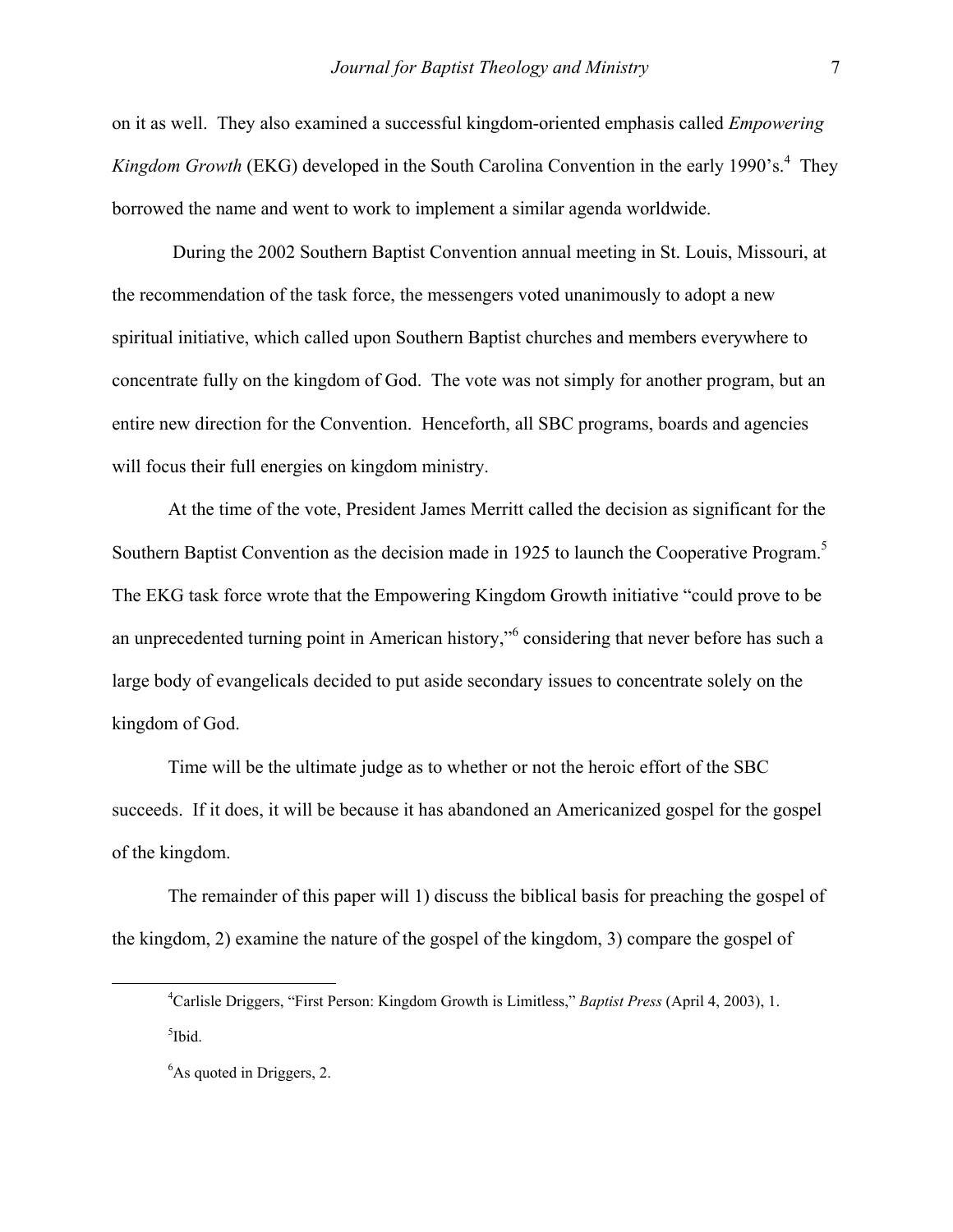on it as well. They also examined a successful kingdom-oriented emphasis called *Empowering Kingdom Growth* (EKG) developed in the South Carolina Convention in the early 1990's.[4] They borrowed the name and went to work to implement a similar agenda worldwide.

During the 2002 Southern Baptist Convention annual meeting in St. Louis, Missouri, at the recommendation of the task force, the messengers voted unanimously to adopt a new spiritual initiative, which called upon Southern Baptist churches and members everywhere to concentrate fully on the kingdom of God. The vote was not simply for another program, but an entire new direction for the Convention. Henceforth, all SBC programs, boards and agencies will focus their full energies on kingdom ministry.

At the time of the vote, President James Merritt called the decision as significant for the Southern Baptist Convention as the decision made in 1925 to launch the Cooperative Program.[5] The EKG task force wrote that the Empowering Kingdom Growth initiative "could prove to be an unprecedented turning point in American history,"[6] considering that never before has such a large body of evangelicals decided to put aside secondary issues to concentrate solely on the kingdom of God.

Time will be the ultimate judge as to whether or not the heroic effort of the SBC succeeds. If it does, it will be because it has abandoned an Americanized gospel for the gospel of the kingdom.

The remainder of this paper will 1) discuss the biblical basis for preaching the gospel of the kingdom, 2) examine the nature of the gospel of the kingdom, 3) compare the gospel of

---

[4]Carlisle Driggers, "First Person: Kingdom Growth is Limitless," *Baptist Press* (April 4, 2003), 1.

[5]Ibid.

[6]As quoted in Driggers, 2.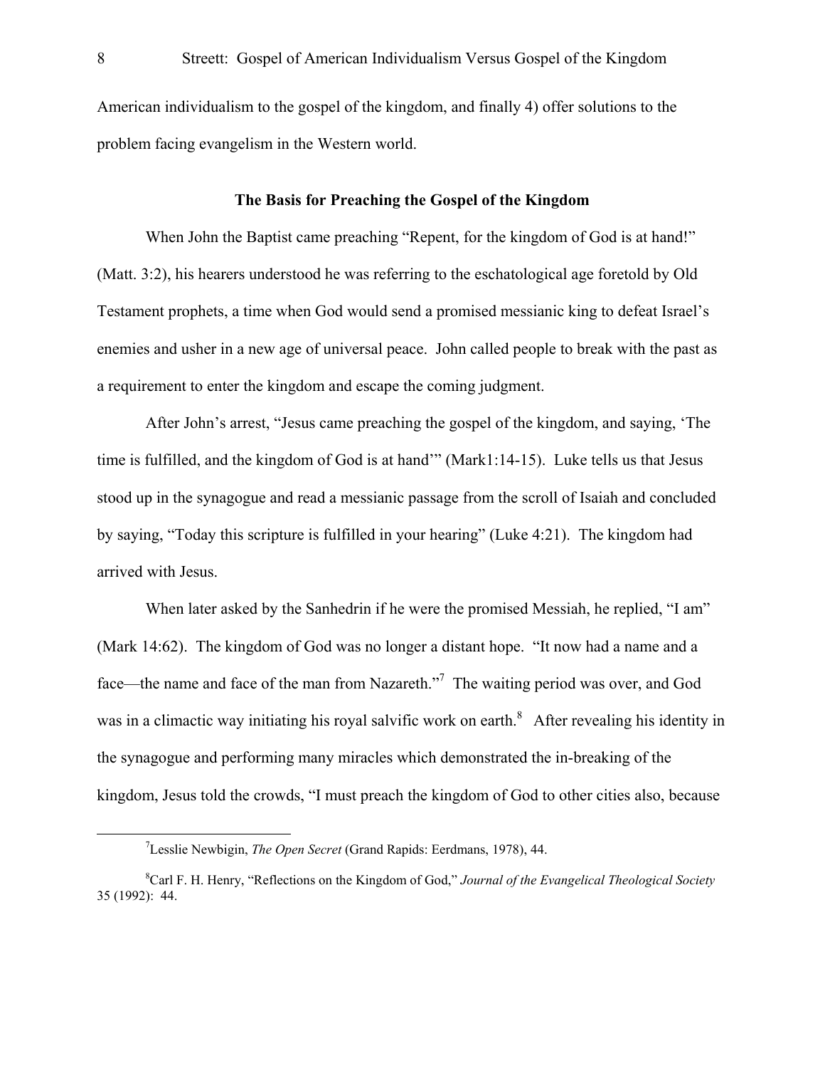American individualism to the gospel of the kingdom, and finally 4) offer solutions to the problem facing evangelism in the Western world.

## The Basis for Preaching the Gospel of the Kingdom

When John the Baptist came preaching "Repent, for the kingdom of God is at hand!" (Matt. 3:2), his hearers understood he was referring to the eschatological age foretold by Old Testament prophets, a time when God would send a promised messianic king to defeat Israel's enemies and usher in a new age of universal peace. John called people to break with the past as a requirement to enter the kingdom and escape the coming judgment.

After John's arrest, "Jesus came preaching the gospel of the kingdom, and saying, 'The time is fulfilled, and the kingdom of God is at hand'" (Mark1:14-15). Luke tells us that Jesus stood up in the synagogue and read a messianic passage from the scroll of Isaiah and concluded by saying, "Today this scripture is fulfilled in your hearing" (Luke 4:21). The kingdom had arrived with Jesus.

When later asked by the Sanhedrin if he were the promised Messiah, he replied, "I am" (Mark 14:62). The kingdom of God was no longer a distant hope. "It now had a name and a face—the name and face of the man from Nazareth."[7] The waiting period was over, and God was in a climactic way initiating his royal salvific work on earth.[8] After revealing his identity in the synagogue and performing many miracles which demonstrated the in-breaking of the kingdom, Jesus told the crowds, "I must preach the kingdom of God to other cities also, because

---

[7]Lesslie Newbigin, *The Open Secret* (Grand Rapids: Eerdmans, 1978), 44.

[8]Carl F. H. Henry, "Reflections on the Kingdom of God," *Journal of the Evangelical Theological Society* 35 (1992): 44.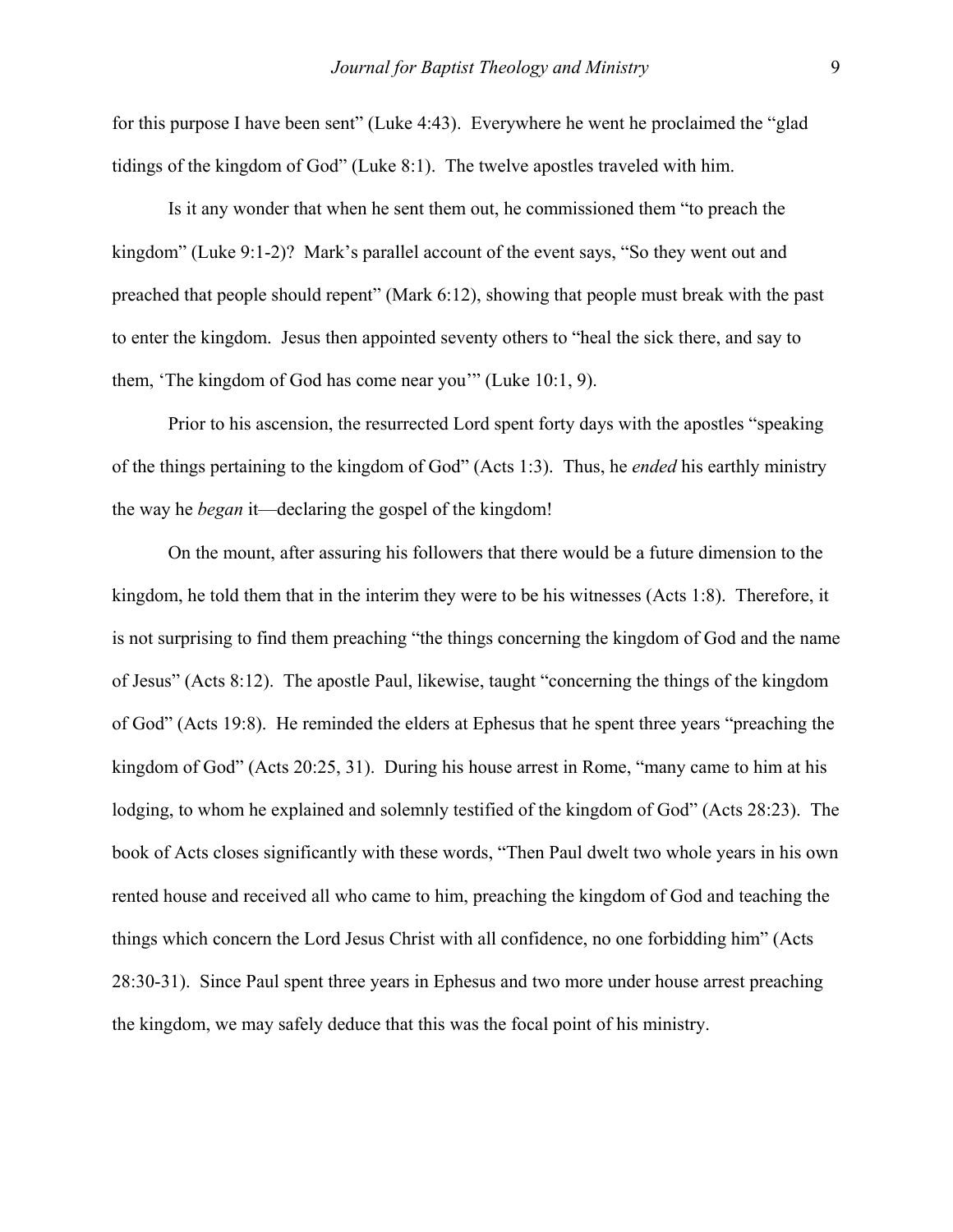for this purpose I have been sent" (Luke 4:43). Everywhere he went he proclaimed the "glad tidings of the kingdom of God" (Luke 8:1). The twelve apostles traveled with him.

Is it any wonder that when he sent them out, he commissioned them "to preach the kingdom" (Luke 9:1-2)? Mark's parallel account of the event says, "So they went out and preached that people should repent" (Mark 6:12), showing that people must break with the past to enter the kingdom. Jesus then appointed seventy others to "heal the sick there, and say to them, 'The kingdom of God has come near you'" (Luke 10:1, 9).

Prior to his ascension, the resurrected Lord spent forty days with the apostles "speaking of the things pertaining to the kingdom of God" (Acts 1:3). Thus, he *ended* his earthly ministry the way he *began* it—declaring the gospel of the kingdom!

On the mount, after assuring his followers that there would be a future dimension to the kingdom, he told them that in the interim they were to be his witnesses (Acts 1:8). Therefore, it is not surprising to find them preaching "the things concerning the kingdom of God and the name of Jesus" (Acts 8:12). The apostle Paul, likewise, taught "concerning the things of the kingdom of God" (Acts 19:8). He reminded the elders at Ephesus that he spent three years "preaching the kingdom of God" (Acts 20:25, 31). During his house arrest in Rome, "many came to him at his lodging, to whom he explained and solemnly testified of the kingdom of God" (Acts 28:23). The book of Acts closes significantly with these words, "Then Paul dwelt two whole years in his own rented house and received all who came to him, preaching the kingdom of God and teaching the things which concern the Lord Jesus Christ with all confidence, no one forbidding him" (Acts 28:30-31). Since Paul spent three years in Ephesus and two more under house arrest preaching the kingdom, we may safely deduce that this was the focal point of his ministry.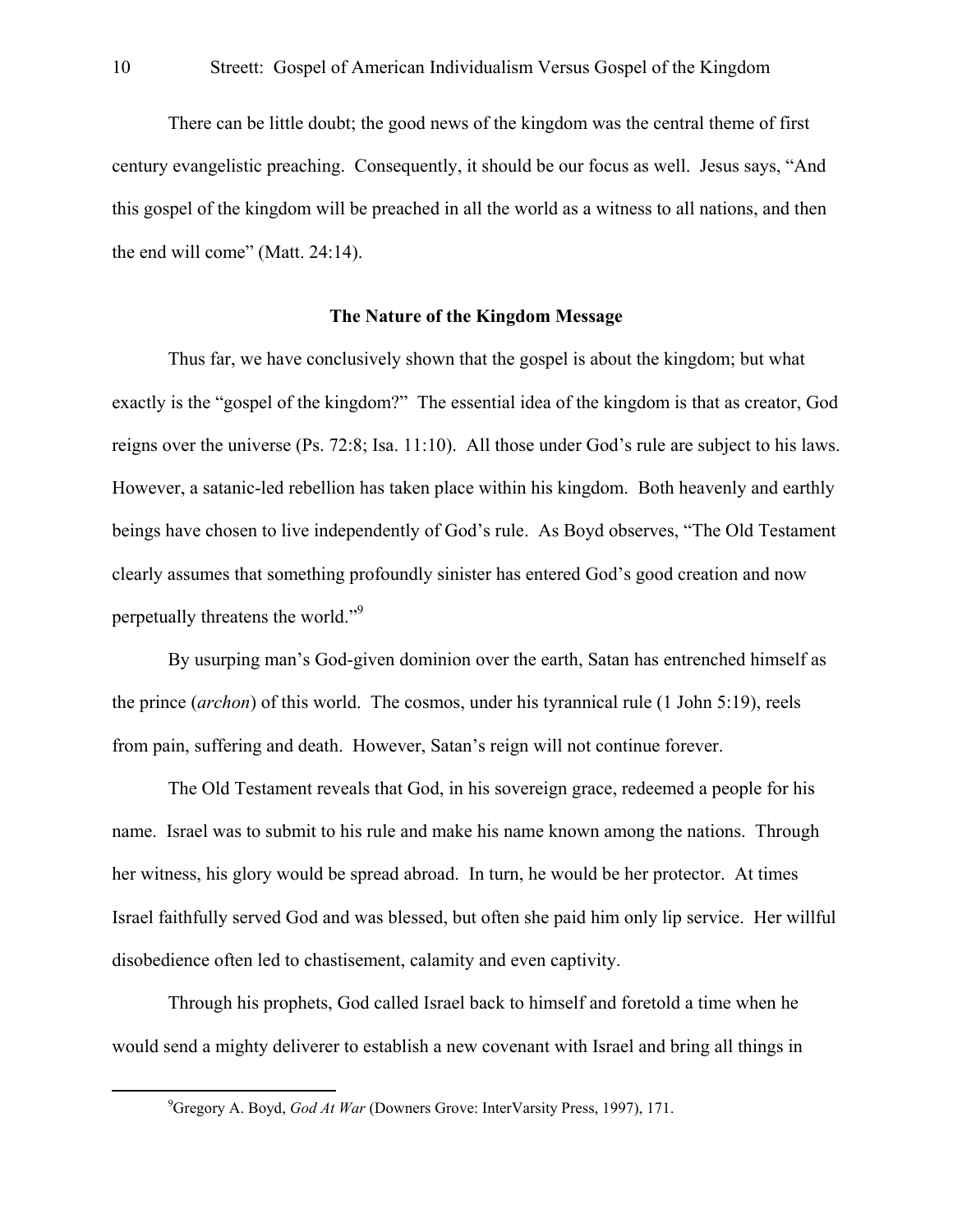There can be little doubt; the good news of the kingdom was the central theme of first century evangelistic preaching. Consequently, it should be our focus as well. Jesus says, "And this gospel of the kingdom will be preached in all the world as a witness to all nations, and then the end will come" (Matt. 24:14).

### The Nature of the Kingdom Message

Thus far, we have conclusively shown that the gospel is about the kingdom; but what exactly is the "gospel of the kingdom?" The essential idea of the kingdom is that as creator, God reigns over the universe (Ps. 72:8; Isa. 11:10). All those under God's rule are subject to his laws. However, a satanic-led rebellion has taken place within his kingdom. Both heavenly and earthly beings have chosen to live independently of God's rule. As Boyd observes, "The Old Testament clearly assumes that something profoundly sinister has entered God's good creation and now perpetually threatens the world."[9]

By usurping man's God-given dominion over the earth, Satan has entrenched himself as the prince (*archon*) of this world. The cosmos, under his tyrannical rule (1 John 5:19), reels from pain, suffering and death. However, Satan's reign will not continue forever.

The Old Testament reveals that God, in his sovereign grace, redeemed a people for his name. Israel was to submit to his rule and make his name known among the nations. Through her witness, his glory would be spread abroad. In turn, he would be her protector. At times Israel faithfully served God and was blessed, but often she paid him only lip service. Her willful disobedience often led to chastisement, calamity and even captivity.

Through his prophets, God called Israel back to himself and foretold a time when he would send a mighty deliverer to establish a new covenant with Israel and bring all things in

---

[9] Gregory A. Boyd, *God At War* (Downers Grove: InterVarsity Press, 1997), 171.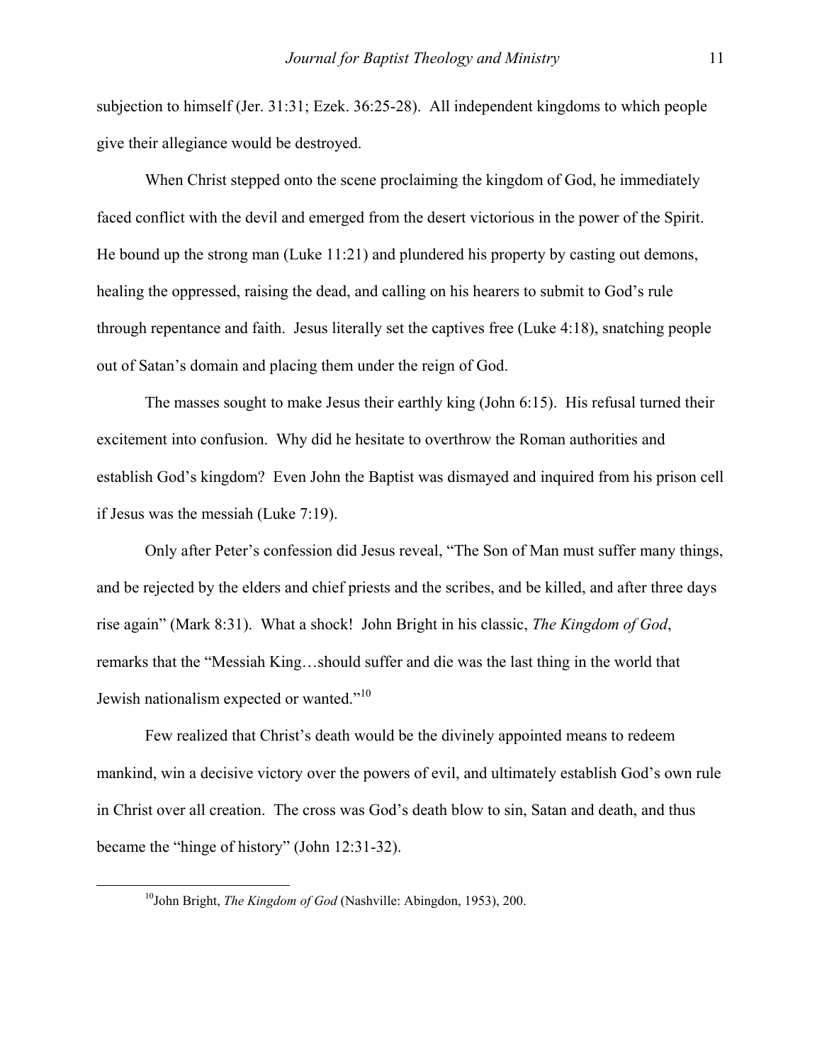subjection to himself (Jer. 31:31; Ezek. 36:25-28). All independent kingdoms to which people give their allegiance would be destroyed.

When Christ stepped onto the scene proclaiming the kingdom of God, he immediately faced conflict with the devil and emerged from the desert victorious in the power of the Spirit. He bound up the strong man (Luke 11:21) and plundered his property by casting out demons, healing the oppressed, raising the dead, and calling on his hearers to submit to God's rule through repentance and faith. Jesus literally set the captives free (Luke 4:18), snatching people out of Satan's domain and placing them under the reign of God.

The masses sought to make Jesus their earthly king (John 6:15). His refusal turned their excitement into confusion. Why did he hesitate to overthrow the Roman authorities and establish God's kingdom? Even John the Baptist was dismayed and inquired from his prison cell if Jesus was the messiah (Luke 7:19).

Only after Peter's confession did Jesus reveal, "The Son of Man must suffer many things, and be rejected by the elders and chief priests and the scribes, and be killed, and after three days rise again" (Mark 8:31). What a shock! John Bright in his classic, *The Kingdom of God*, remarks that the "Messiah King…should suffer and die was the last thing in the world that Jewish nationalism expected or wanted."[10]

Few realized that Christ's death would be the divinely appointed means to redeem mankind, win a decisive victory over the powers of evil, and ultimately establish God's own rule in Christ over all creation. The cross was God's death blow to sin, Satan and death, and thus became the "hinge of history" (John 12:31-32).

---

[10]John Bright, *The Kingdom of God* (Nashville: Abingdon, 1953), 200.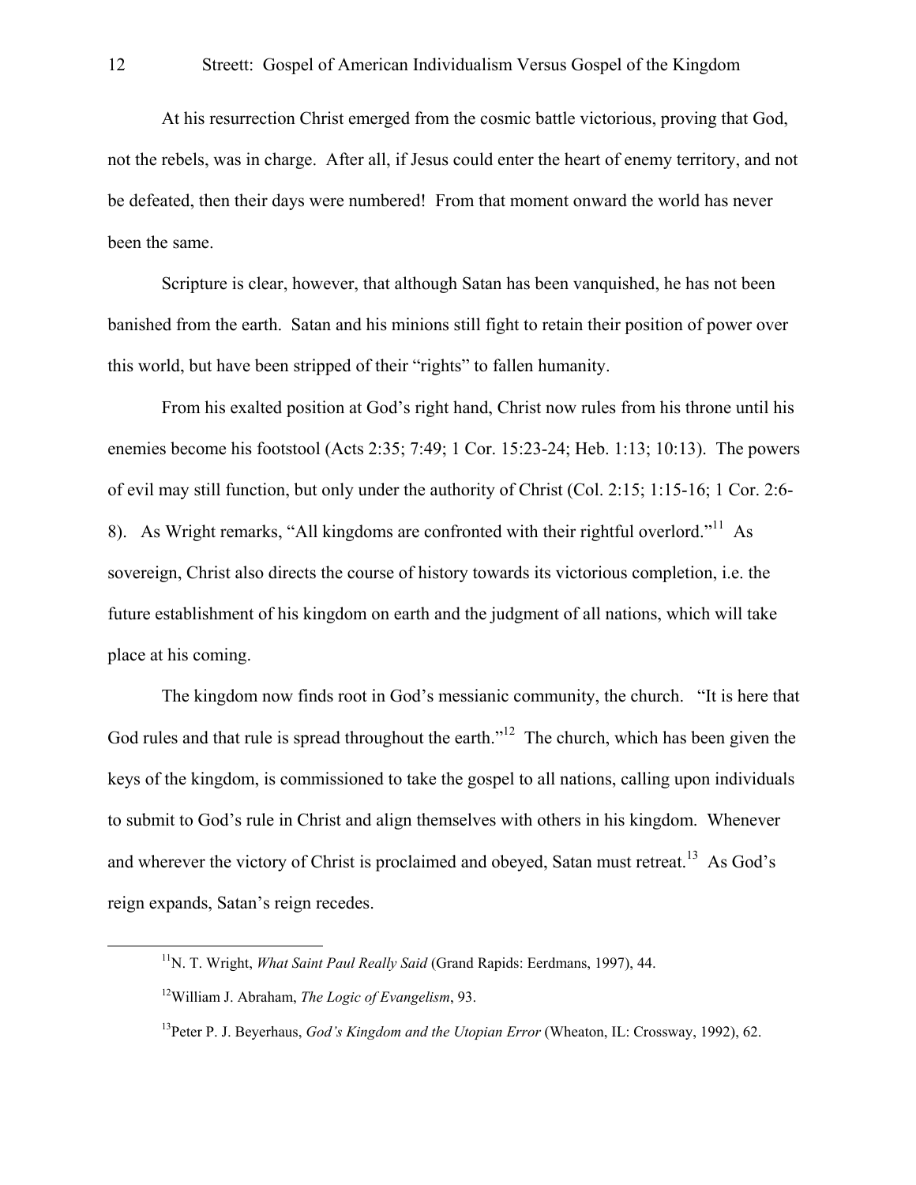At his resurrection Christ emerged from the cosmic battle victorious, proving that God, not the rebels, was in charge. After all, if Jesus could enter the heart of enemy territory, and not be defeated, then their days were numbered! From that moment onward the world has never been the same.

Scripture is clear, however, that although Satan has been vanquished, he has not been banished from the earth. Satan and his minions still fight to retain their position of power over this world, but have been stripped of their "rights" to fallen humanity.

From his exalted position at God's right hand, Christ now rules from his throne until his enemies become his footstool (Acts 2:35; 7:49; 1 Cor. 15:23-24; Heb. 1:13; 10:13). The powers of evil may still function, but only under the authority of Christ (Col. 2:15; 1:15-16; 1 Cor. 2:6-8). As Wright remarks, "All kingdoms are confronted with their rightful overlord."[11] As sovereign, Christ also directs the course of history towards its victorious completion, i.e. the future establishment of his kingdom on earth and the judgment of all nations, which will take place at his coming.

The kingdom now finds root in God's messianic community, the church. "It is here that God rules and that rule is spread throughout the earth."[12] The church, which has been given the keys of the kingdom, is commissioned to take the gospel to all nations, calling upon individuals to submit to God's rule in Christ and align themselves with others in his kingdom. Whenever and wherever the victory of Christ is proclaimed and obeyed, Satan must retreat.[13] As God's reign expands, Satan's reign recedes.

---

[11]N. T. Wright, *What Saint Paul Really Said* (Grand Rapids: Eerdmans, 1997), 44.

[12]William J. Abraham, *The Logic of Evangelism*, 93.

[13]Peter P. J. Beyerhaus, *God's Kingdom and the Utopian Error* (Wheaton, IL: Crossway, 1992), 62.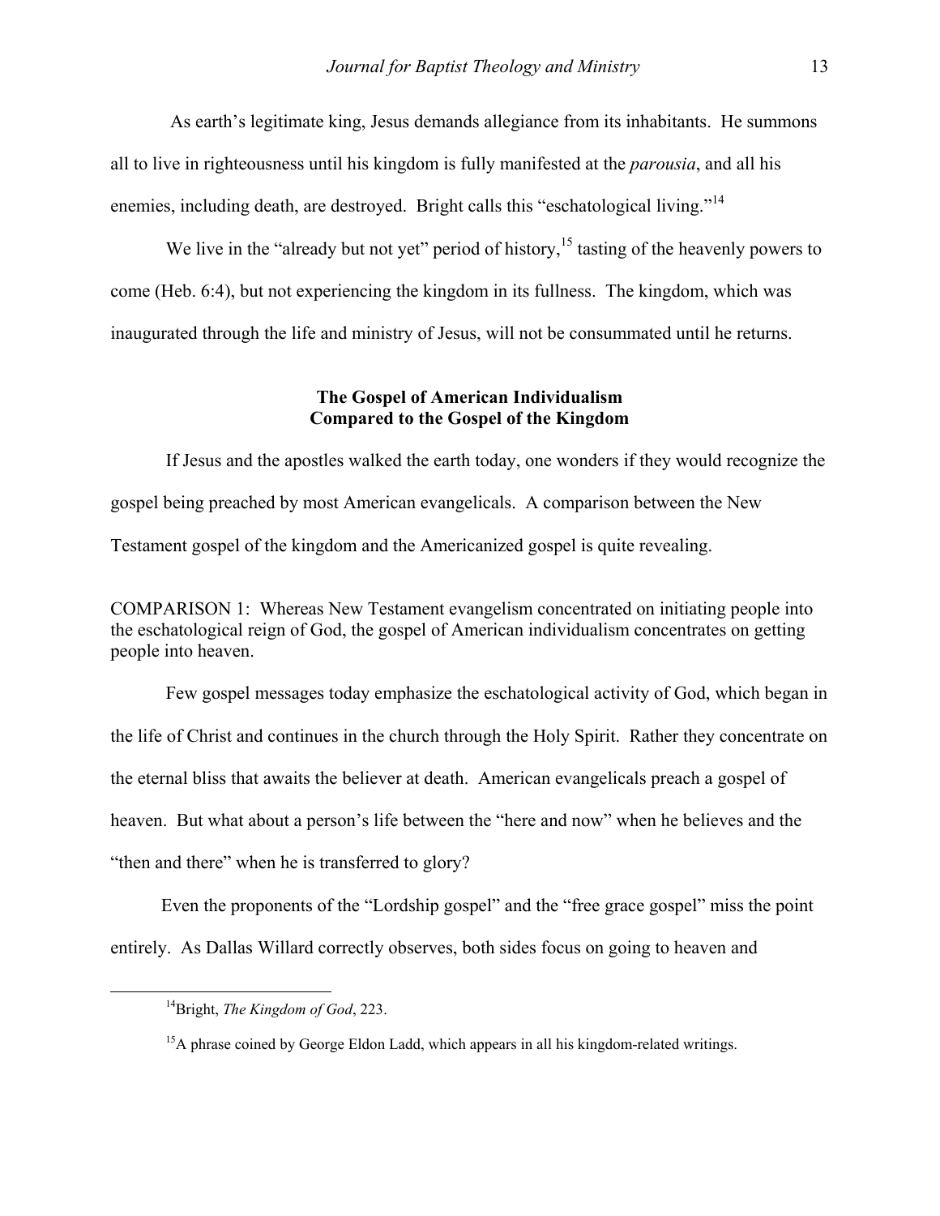As earth's legitimate king, Jesus demands allegiance from its inhabitants. He summons all to live in righteousness until his kingdom is fully manifested at the *parousia*, and all his enemies, including death, are destroyed. Bright calls this "eschatological living."[14]

We live in the "already but not yet" period of history,[15] tasting of the heavenly powers to come (Heb. 6:4), but not experiencing the kingdom in its fullness. The kingdom, which was inaugurated through the life and ministry of Jesus, will not be consummated until he returns.

## The Gospel of American Individualism Compared to the Gospel of the Kingdom

If Jesus and the apostles walked the earth today, one wonders if they would recognize the gospel being preached by most American evangelicals. A comparison between the New Testament gospel of the kingdom and the Americanized gospel is quite revealing.

COMPARISON 1: Whereas New Testament evangelism concentrated on initiating people into the eschatological reign of God, the gospel of American individualism concentrates on getting people into heaven.

Few gospel messages today emphasize the eschatological activity of God, which began in the life of Christ and continues in the church through the Holy Spirit. Rather they concentrate on the eternal bliss that awaits the believer at death. American evangelicals preach a gospel of heaven. But what about a person's life between the "here and now" when he believes and the "then and there" when he is transferred to glory?

Even the proponents of the "Lordship gospel" and the "free grace gospel" miss the point entirely. As Dallas Willard correctly observes, both sides focus on going to heaven and

---

[14]Bright, *The Kingdom of God*, 223.

[15]A phrase coined by George Eldon Ladd, which appears in all his kingdom-related writings.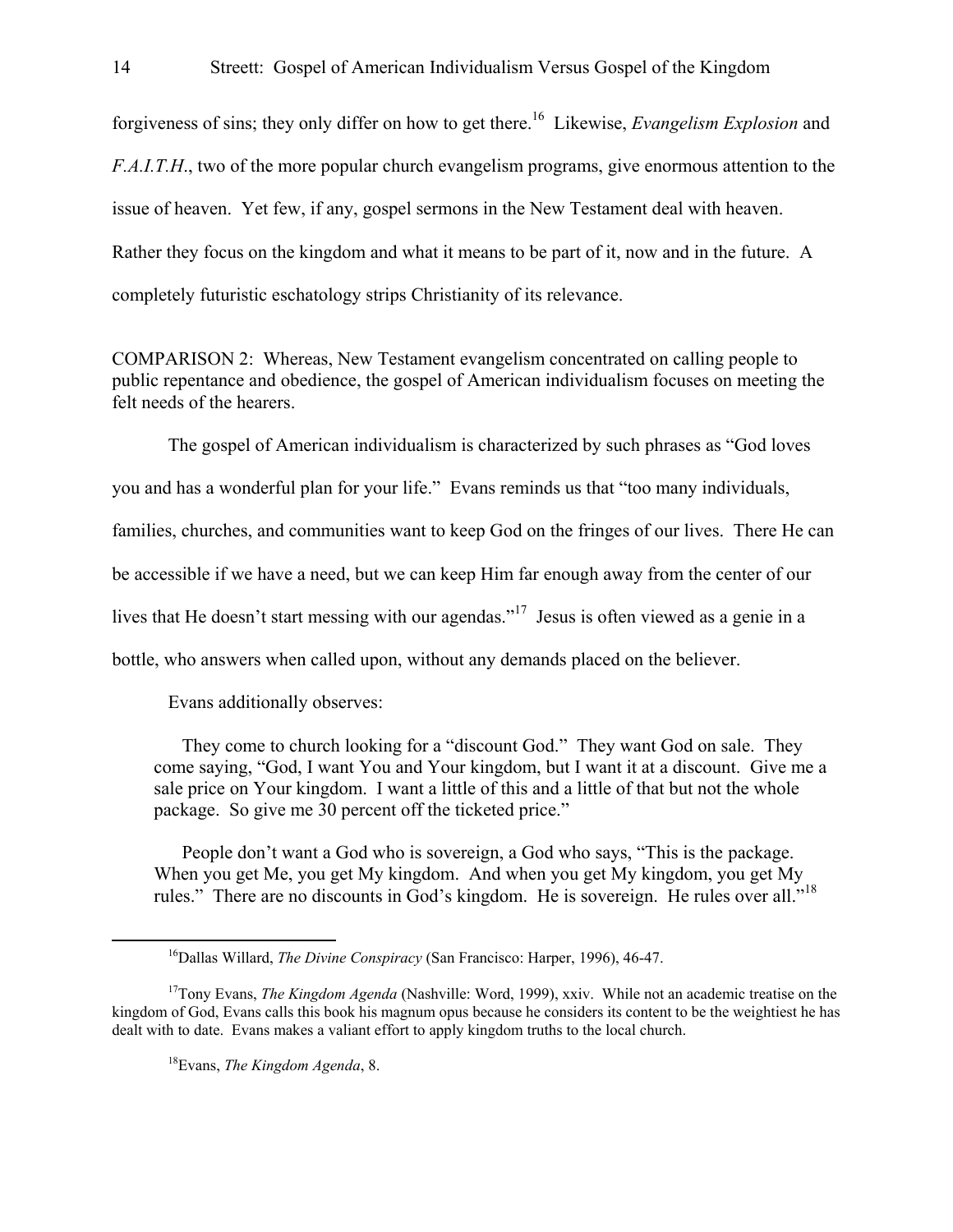forgiveness of sins; they only differ on how to get there.[16] Likewise, *Evangelism Explosion* and *F.A.I.T.H*., two of the more popular church evangelism programs, give enormous attention to the issue of heaven. Yet few, if any, gospel sermons in the New Testament deal with heaven. Rather they focus on the kingdom and what it means to be part of it, now and in the future. A completely futuristic eschatology strips Christianity of its relevance.

COMPARISON 2: Whereas, New Testament evangelism concentrated on calling people to public repentance and obedience, the gospel of American individualism focuses on meeting the felt needs of the hearers.

The gospel of American individualism is characterized by such phrases as "God loves you and has a wonderful plan for your life." Evans reminds us that "too many individuals, families, churches, and communities want to keep God on the fringes of our lives. There He can be accessible if we have a need, but we can keep Him far enough away from the center of our lives that He doesn't start messing with our agendas."[17] Jesus is often viewed as a genie in a bottle, who answers when called upon, without any demands placed on the believer.

Evans additionally observes:

> They come to church looking for a "discount God." They want God on sale. They come saying, "God, I want You and Your kingdom, but I want it at a discount. Give me a sale price on Your kingdom. I want a little of this and a little of that but not the whole package. So give me 30 percent off the ticketed price."
>
> People don't want a God who is sovereign, a God who says, "This is the package. When you get Me, you get My kingdom. And when you get My kingdom, you get My rules." There are no discounts in God's kingdom. He is sovereign. He rules over all."[18]

---

[16]Dallas Willard, *The Divine Conspiracy* (San Francisco: Harper, 1996), 46-47.

[17]Tony Evans, *The Kingdom Agenda* (Nashville: Word, 1999), xxiv. While not an academic treatise on the kingdom of God, Evans calls this book his magnum opus because he considers its content to be the weightiest he has dealt with to date. Evans makes a valiant effort to apply kingdom truths to the local church.

[18]Evans, *The Kingdom Agenda*, 8.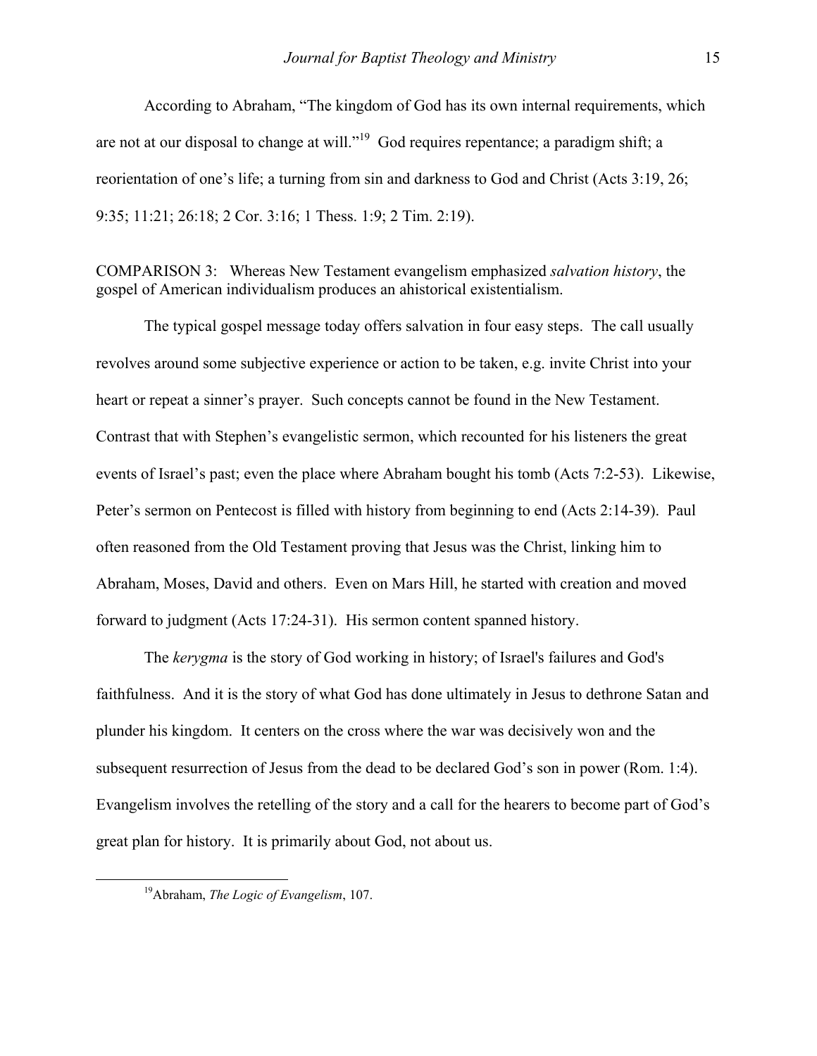According to Abraham, "The kingdom of God has its own internal requirements, which are not at our disposal to change at will."[19] God requires repentance; a paradigm shift; a reorientation of one's life; a turning from sin and darkness to God and Christ (Acts 3:19, 26; 9:35; 11:21; 26:18; 2 Cor. 3:16; 1 Thess. 1:9; 2 Tim. 2:19).

COMPARISON 3: Whereas New Testament evangelism emphasized *salvation history*, the gospel of American individualism produces an ahistorical existentialism.

The typical gospel message today offers salvation in four easy steps. The call usually revolves around some subjective experience or action to be taken, e.g. invite Christ into your heart or repeat a sinner's prayer. Such concepts cannot be found in the New Testament. Contrast that with Stephen's evangelistic sermon, which recounted for his listeners the great events of Israel's past; even the place where Abraham bought his tomb (Acts 7:2-53). Likewise, Peter's sermon on Pentecost is filled with history from beginning to end (Acts 2:14-39). Paul often reasoned from the Old Testament proving that Jesus was the Christ, linking him to Abraham, Moses, David and others. Even on Mars Hill, he started with creation and moved forward to judgment (Acts 17:24-31). His sermon content spanned history.

The *kerygma* is the story of God working in history; of Israel's failures and God's faithfulness. And it is the story of what God has done ultimately in Jesus to dethrone Satan and plunder his kingdom. It centers on the cross where the war was decisively won and the subsequent resurrection of Jesus from the dead to be declared God's son in power (Rom. 1:4). Evangelism involves the retelling of the story and a call for the hearers to become part of God's great plan for history. It is primarily about God, not about us.

[19]Abraham, *The Logic of Evangelism*, 107.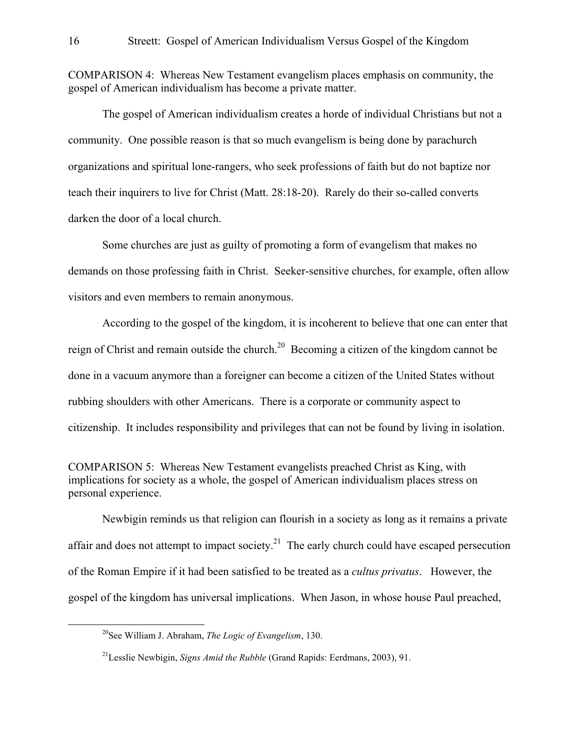COMPARISON 4: Whereas New Testament evangelism places emphasis on community, the gospel of American individualism has become a private matter.

The gospel of American individualism creates a horde of individual Christians but not a community. One possible reason is that so much evangelism is being done by parachurch organizations and spiritual lone-rangers, who seek professions of faith but do not baptize nor teach their inquirers to live for Christ (Matt. 28:18-20). Rarely do their so-called converts darken the door of a local church.

Some churches are just as guilty of promoting a form of evangelism that makes no demands on those professing faith in Christ. Seeker-sensitive churches, for example, often allow visitors and even members to remain anonymous.

According to the gospel of the kingdom, it is incoherent to believe that one can enter that reign of Christ and remain outside the church.[20] Becoming a citizen of the kingdom cannot be done in a vacuum anymore than a foreigner can become a citizen of the United States without rubbing shoulders with other Americans. There is a corporate or community aspect to citizenship. It includes responsibility and privileges that can not be found by living in isolation.

COMPARISON 5: Whereas New Testament evangelists preached Christ as King, with implications for society as a whole, the gospel of American individualism places stress on personal experience.

Newbigin reminds us that religion can flourish in a society as long as it remains a private affair and does not attempt to impact society.[21] The early church could have escaped persecution of the Roman Empire if it had been satisfied to be treated as a *cultus privatus*. However, the gospel of the kingdom has universal implications. When Jason, in whose house Paul preached,

[20]See William J. Abraham, *The Logic of Evangelism*, 130.

[21]Lesslie Newbigin, *Signs Amid the Rubble* (Grand Rapids: Eerdmans, 2003), 91.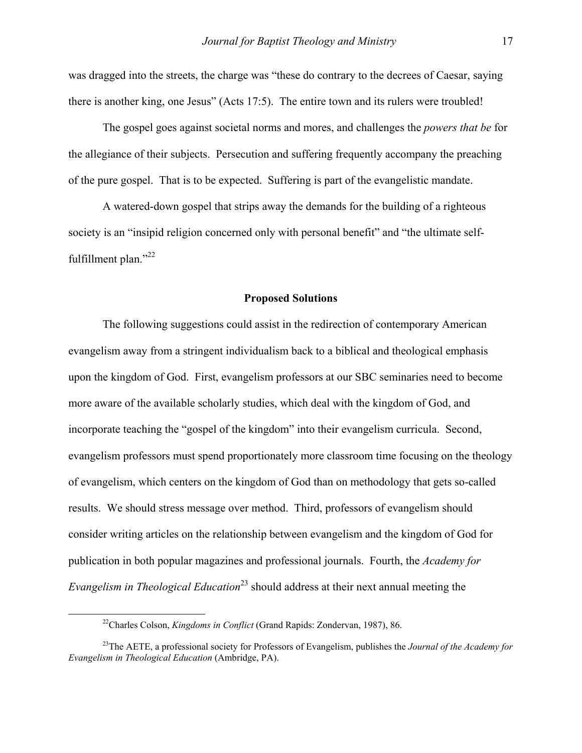was dragged into the streets, the charge was "these do contrary to the decrees of Caesar, saying there is another king, one Jesus" (Acts 17:5). The entire town and its rulers were troubled!

The gospel goes against societal norms and mores, and challenges the *powers that be* for the allegiance of their subjects. Persecution and suffering frequently accompany the preaching of the pure gospel. That is to be expected. Suffering is part of the evangelistic mandate.

A watered-down gospel that strips away the demands for the building of a righteous society is an "insipid religion concerned only with personal benefit" and "the ultimate self-fulfillment plan."[22]

### Proposed Solutions

The following suggestions could assist in the redirection of contemporary American evangelism away from a stringent individualism back to a biblical and theological emphasis upon the kingdom of God. First, evangelism professors at our SBC seminaries need to become more aware of the available scholarly studies, which deal with the kingdom of God, and incorporate teaching the "gospel of the kingdom" into their evangelism curricula. Second, evangelism professors must spend proportionately more classroom time focusing on the theology of evangelism, which centers on the kingdom of God than on methodology that gets so-called results. We should stress message over method. Third, professors of evangelism should consider writing articles on the relationship between evangelism and the kingdom of God for publication in both popular magazines and professional journals. Fourth, the *Academy for Evangelism in Theological Education*[23] should address at their next annual meeting the

---

[22] Charles Colson, *Kingdoms in Conflict* (Grand Rapids: Zondervan, 1987), 86.

[23] The AETE, a professional society for Professors of Evangelism, publishes the *Journal of the Academy for Evangelism in Theological Education* (Ambridge, PA).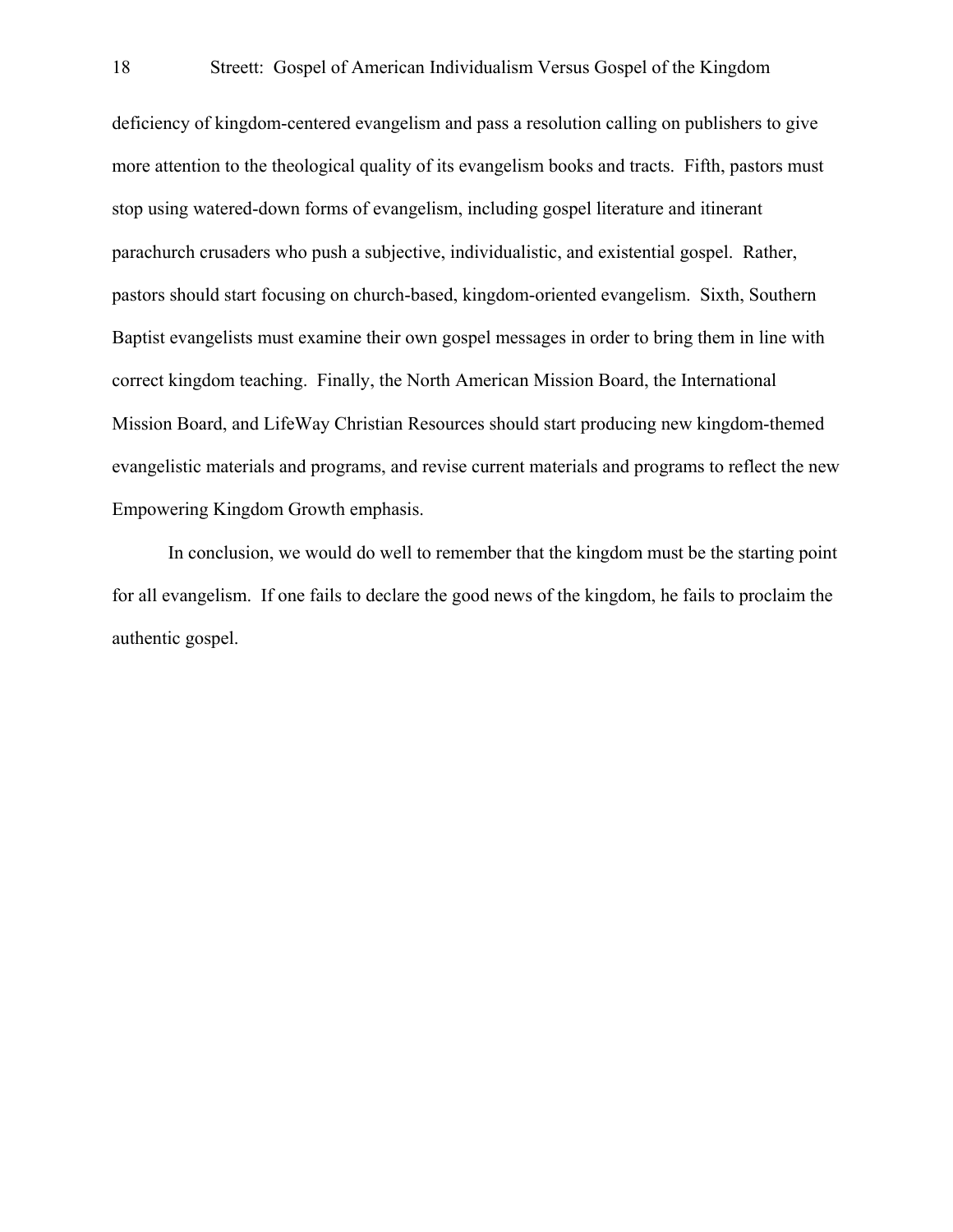deficiency of kingdom-centered evangelism and pass a resolution calling on publishers to give more attention to the theological quality of its evangelism books and tracts. Fifth, pastors must stop using watered-down forms of evangelism, including gospel literature and itinerant parachurch crusaders who push a subjective, individualistic, and existential gospel. Rather, pastors should start focusing on church-based, kingdom-oriented evangelism. Sixth, Southern Baptist evangelists must examine their own gospel messages in order to bring them in line with correct kingdom teaching. Finally, the North American Mission Board, the International Mission Board, and LifeWay Christian Resources should start producing new kingdom-themed evangelistic materials and programs, and revise current materials and programs to reflect the new Empowering Kingdom Growth emphasis.

In conclusion, we would do well to remember that the kingdom must be the starting point for all evangelism. If one fails to declare the good news of the kingdom, he fails to proclaim the authentic gospel.